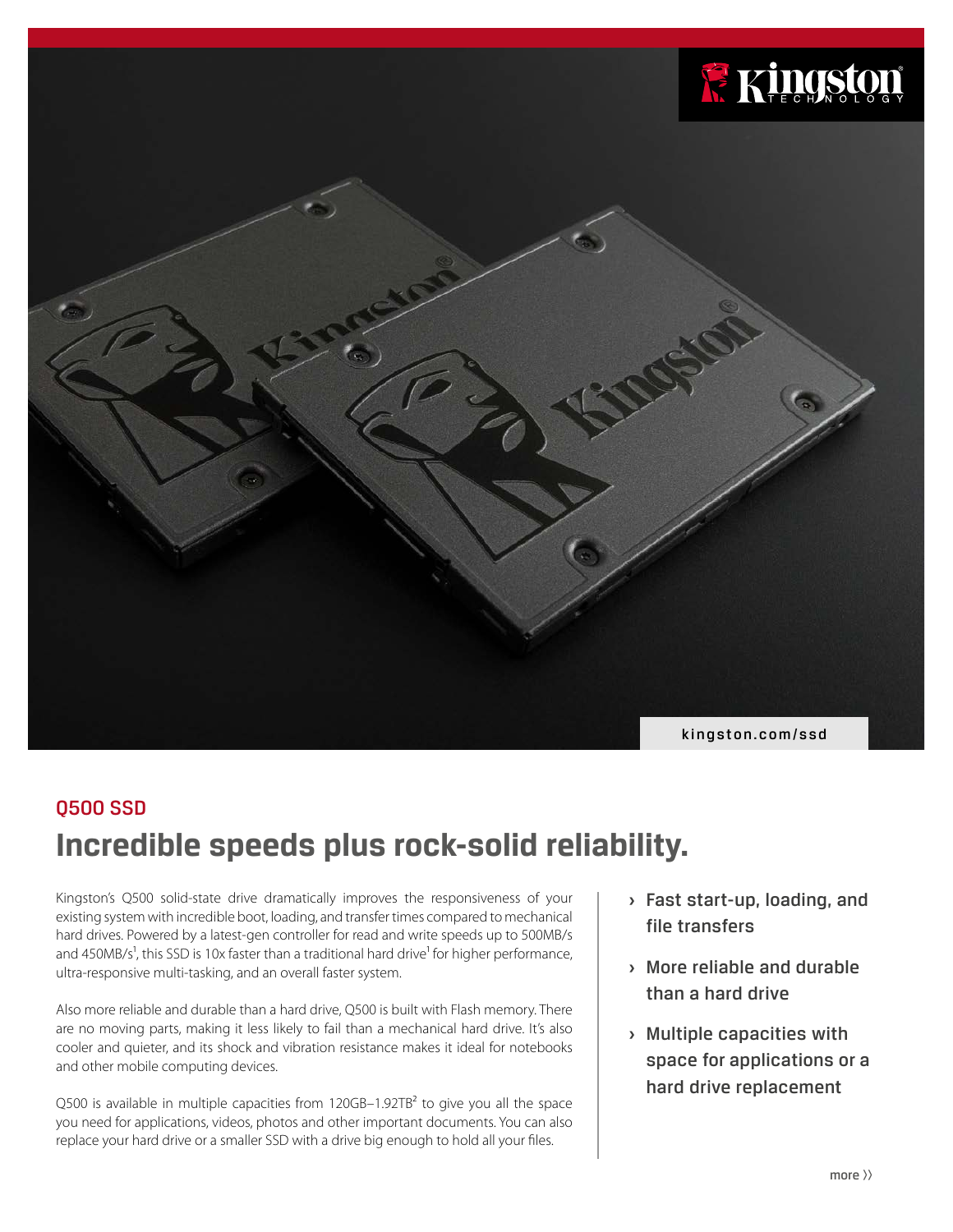kingston.com/ssd

## Q500 SSD

# Incredible speeds plus rock-solid reliability.

Kingston's Q500 solid-state drive dramatically improves the responsiveness of your existing system with incredible boot, loading, and transfer times compared to mechanical hard drives. Powered by a latest-gen controller for read and write speeds up to 500MB/s and 450MB/s[1], this SSD is 10x faster than a traditional hard drive[1] for higher performance, ultra-responsive multi-tasking, and an overall faster system.

Also more reliable and durable than a hard drive, Q500 is built with Flash memory. There are no moving parts, making it less likely to fail than a mechanical hard drive. It's also cooler and quieter, and its shock and vibration resistance makes it ideal for notebooks and other mobile computing devices.

Q500 is available in multiple capacities from 120GB–1.92TB[2] to give you all the space you need for applications, videos, photos and other important documents. You can also replace your hard drive or a smaller SSD with a drive big enough to hold all your files.

- Fast start-up, loading, and file transfers
- More reliable and durable than a hard drive
- Multiple capacities with space for applications or a hard drive replacement

more ››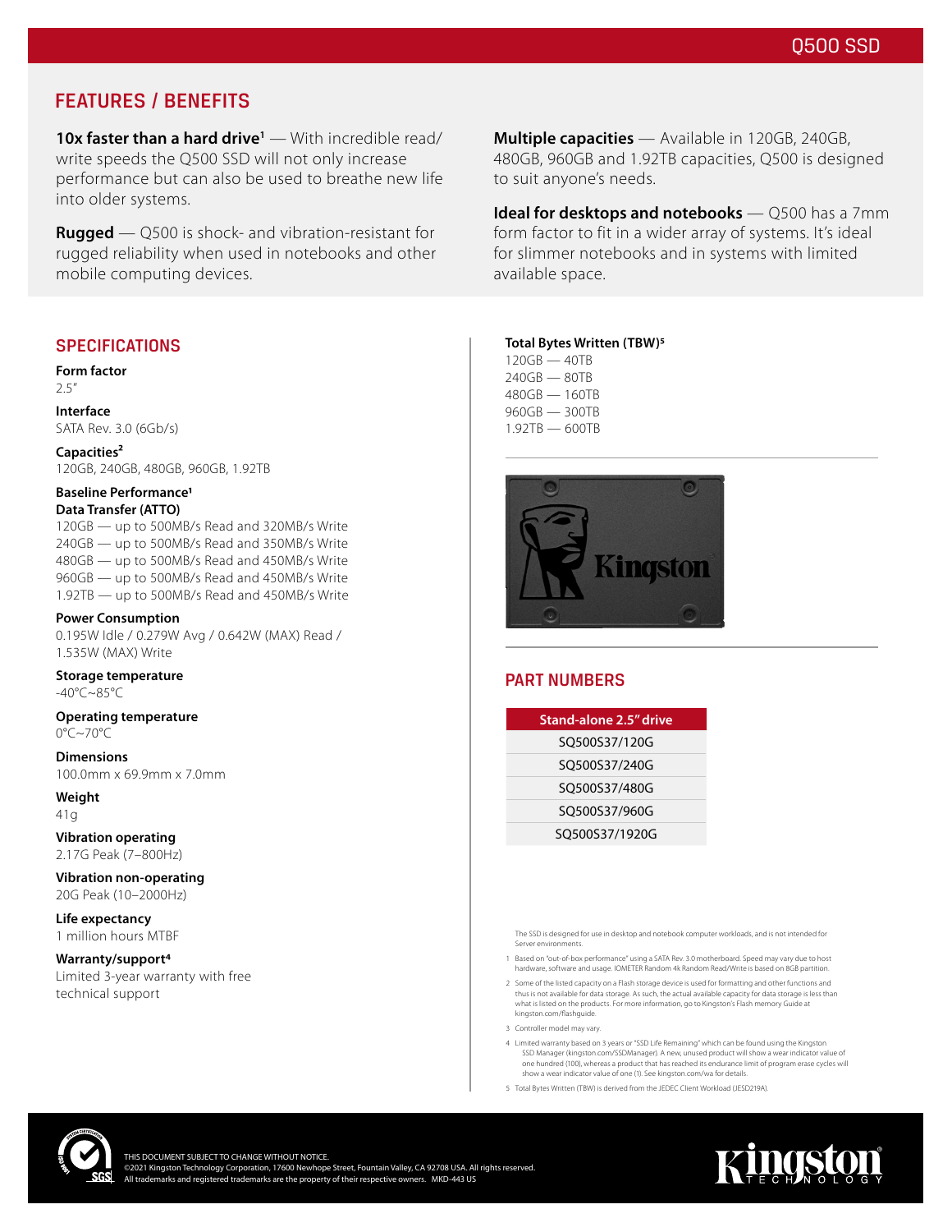## FEATURES / BENEFITS

**10x faster than a hard drive**[1] — With incredible read/write speeds the Q500 SSD will not only increase performance but can also be used to breathe new life into older systems.

**Rugged** — Q500 is shock- and vibration-resistant for rugged reliability when used in notebooks and other mobile computing devices.

**Multiple capacities** — Available in 120GB, 240GB, 480GB, 960GB and 1.92TB capacities, Q500 is designed to suit anyone's needs.

**Ideal for desktops and notebooks** — Q500 has a 7mm form factor to fit in a wider array of systems. It's ideal for slimmer notebooks and in systems with limited available space.

## SPECIFICATIONS

**Form factor**
2.5"

**Interface**
SATA Rev. 3.0 (6Gb/s)

**Capacities**[2]
120GB, 240GB, 480GB, 960GB, 1.92TB

**Baseline Performance**[1]
**Data Transfer (ATTO)**
120GB — up to 500MB/s Read and 320MB/s Write
240GB — up to 500MB/s Read and 350MB/s Write
480GB — up to 500MB/s Read and 450MB/s Write
960GB — up to 500MB/s Read and 450MB/s Write
1.92TB — up to 500MB/s Read and 450MB/s Write

**Power Consumption**
0.195W Idle / 0.279W Avg / 0.642W (MAX) Read / 1.535W (MAX) Write

**Storage temperature**
-40°C~85°C

**Operating temperature**
0°C~70°C

**Dimensions**
100.0mm x 69.9mm x 7.0mm

**Weight**
41g

**Vibration operating**
2.17G Peak (7–800Hz)

**Vibration non-operating**
20G Peak (10–2000Hz)

**Life expectancy**
1 million hours MTBF

**Warranty/support**[4]
Limited 3-year warranty with free technical support

**Total Bytes Written (TBW)**[5]
120GB — 40TB
240GB — 80TB
480GB — 160TB
960GB — 300TB
1.92TB — 600TB

## PART NUMBERS

| Stand-alone 2.5" drive |
|---|
| SQ500S37/120G |
| SQ500S37/240G |
| SQ500S37/480G |
| SQ500S37/960G |
| SQ500S37/1920G |

The SSD is designed for use in desktop and notebook computer workloads, and is not intended for Server environments.

1. Based on "out-of-box performance" using a SATA Rev. 3.0 motherboard. Speed may vary due to host hardware, software and usage. IOMETER Random 4k Random Read/Write is based on 8GB partition.
2. Some of the listed capacity on a Flash storage device is used for formatting and other functions and thus is not available for data storage. As such, the actual available capacity for data storage is less than what is listed on the products. For more information, go to Kingston's Flash memory Guide at kingston.com/flashguide.
3. Controller model may vary.
4. Limited warranty based on 3 years or "SSD Life Remaining" which can be found using the Kingston SSD Manager (kingston.com/SSDManager). A new, unused product will show a wear indicator value of one hundred (100), whereas a product that has reached its endurance limit of program erase cycles will show a wear indicator value of one (1). See kingston.com/wa for details.
5. Total Bytes Written (TBW) is derived from the JEDEC Client Workload (JESD219A).

THIS DOCUMENT SUBJECT TO CHANGE WITHOUT NOTICE.
©2021 Kingston Technology Corporation, 17600 Newhope Street, Fountain Valley, CA 92708 USA. All rights reserved.
All trademarks and registered trademarks are the property of their respective owners. MKD-443 US